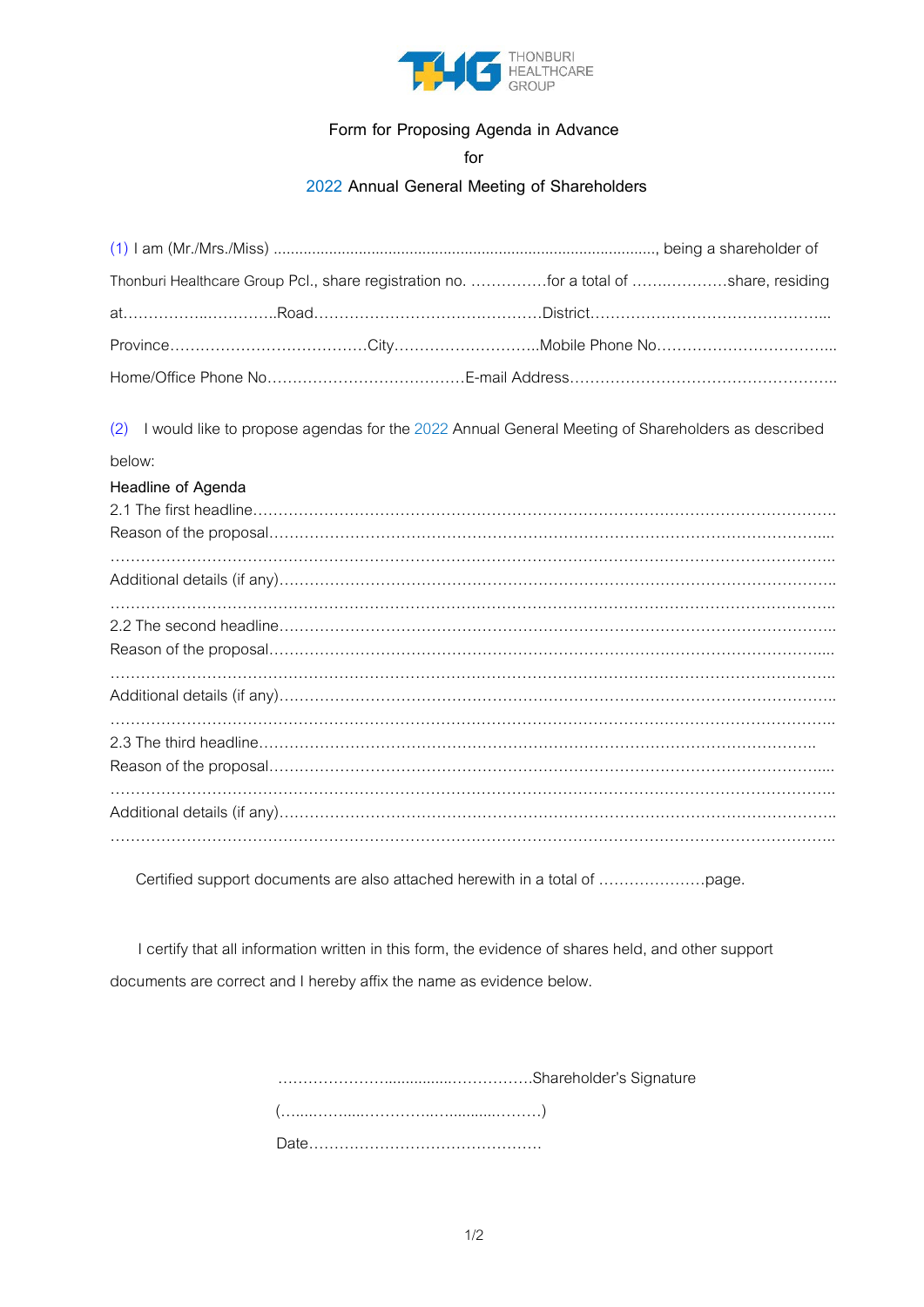THONBURI HEALTHCARE GROUP

# Form for Proposing Agenda in Advance

for

2022 Annual General Meeting of Shareholders

(1) I am (Mr./Mrs./Miss) ......................................................................................, being a shareholder of Thonburi Healthcare Group Pcl., share registration no. ...............for a total of ..................share, residing at..............................Road..........................................District............................................. Province....................................City............................Mobile Phone No.................................. Home/Office Phone No....................................E-mail Address..................................................

(2) I would like to propose agendas for the 2022 Annual General Meeting of Shareholders as described below:

**Headline of Agenda**

2.1 The first headline..........................................................................................................

Reason of the proposal.........................................................................................................

..........................................................................................................................................

Additional details (if any).....................................................................................................

..........................................................................................................................................

2.2 The second headline......................................................................................................

Reason of the proposal.........................................................................................................

..........................................................................................................................................

Additional details (if any).....................................................................................................

..........................................................................................................................................

2.3 The third headline..........................................................................................................

Reason of the proposal.........................................................................................................

..........................................................................................................................................

Additional details (if any).....................................................................................................

..........................................................................................................................................

Certified support documents are also attached herewith in a total of ....................page.

I certify that all information written in this form, the evidence of shares held, and other support documents are correct and I hereby affix the name as evidence below.

..............................................Shareholder's Signature

(..................................................)

Date............................................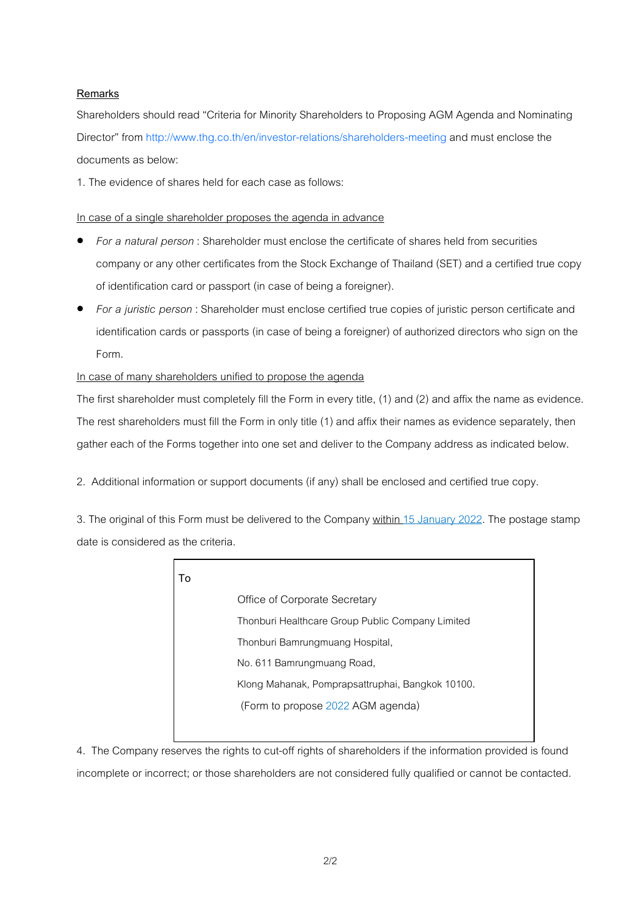**Remarks**

Shareholders should read "Criteria for Minority Shareholders to Proposing AGM Agenda and Nominating Director" from http://www.thg.co.th/en/investor-relations/shareholders-meeting and must enclose the documents as below:

1. The evidence of shares held for each case as follows:

In case of a single shareholder proposes the agenda in advance

- *For a natural person* : Shareholder must enclose the certificate of shares held from securities company or any other certificates from the Stock Exchange of Thailand (SET) and a certified true copy of identification card or passport (in case of being a foreigner).
- *For a juristic person* : Shareholder must enclose certified true copies of juristic person certificate and identification cards or passports (in case of being a foreigner) of authorized directors who sign on the Form.

In case of many shareholders unified to propose the agenda

The first shareholder must completely fill the Form in every title, (1) and (2) and affix the name as evidence. The rest shareholders must fill the Form in only title (1) and affix their names as evidence separately, then gather each of the Forms together into one set and deliver to the Company address as indicated below.

2. Additional information or support documents (if any) shall be enclosed and certified true copy.

3. The original of this Form must be delivered to the Company within 15 January 2022. The postage stamp date is considered as the criteria.

To

Office of Corporate Secretary
Thonburi Healthcare Group Public Company Limited
Thonburi Bamrungmuang Hospital,
No. 611 Bamrungmuang Road,
Klong Mahanak, Pomprapsattruphai, Bangkok 10100.
(Form to propose 2022 AGM agenda)

4. The Company reserves the rights to cut-off rights of shareholders if the information provided is found incomplete or incorrect; or those shareholders are not considered fully qualified or cannot be contacted.